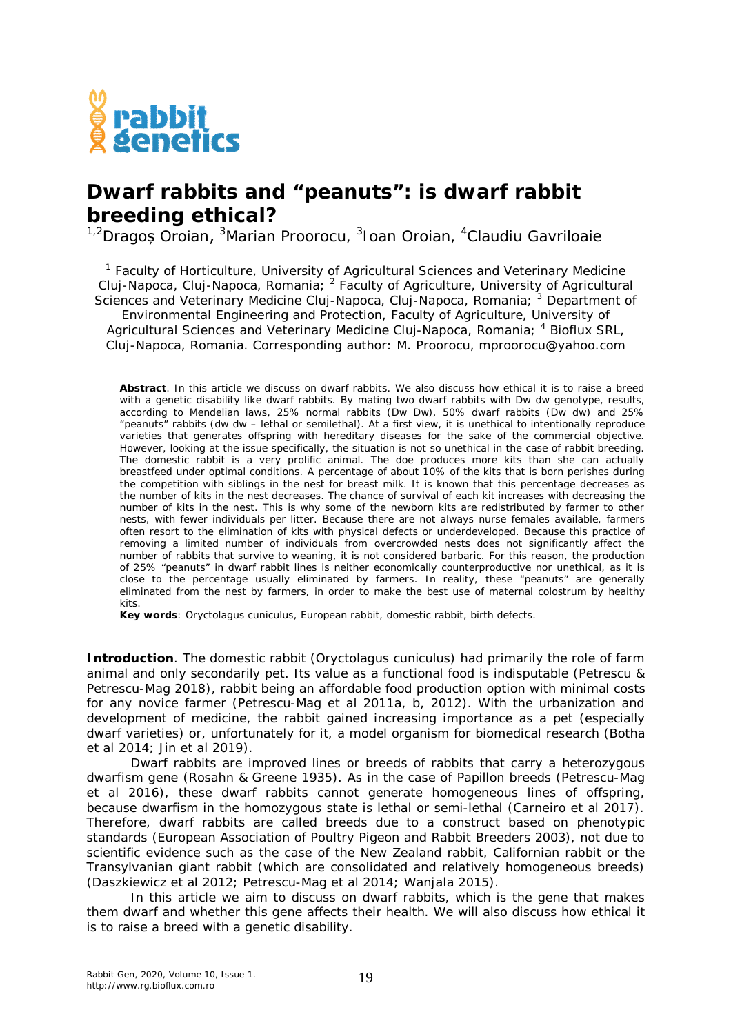# Dwarf rabbits and "peanuts": is dwarf rabbit breeding ethical?

[1,2]Dragoș Oroian, [3]Marian Proorocu, [3]Ioan Oroian, [4]Claudiu Gavriloaie

[1] Faculty of Horticulture, University of Agricultural Sciences and Veterinary Medicine Cluj-Napoca, Cluj-Napoca, Romania; [2] Faculty of Agriculture, University of Agricultural Sciences and Veterinary Medicine Cluj-Napoca, Cluj-Napoca, Romania; [3] Department of Environmental Engineering and Protection, Faculty of Agriculture, University of Agricultural Sciences and Veterinary Medicine Cluj-Napoca, Romania; [4] Bioflux SRL, Cluj-Napoca, Romania. Corresponding author: M. Proorocu, mproorocu@yahoo.com

**Abstract**. In this article we discuss on dwarf rabbits. We also discuss how ethical it is to raise a breed with a genetic disability like dwarf rabbits. By mating two dwarf rabbits with Dw dw genotype, results, according to Mendelian laws, 25% normal rabbits (Dw Dw), 50% dwarf rabbits (Dw dw) and 25% "peanuts" rabbits (dw dw – lethal or semilethal). At a first view, it is unethical to intentionally reproduce varieties that generates offspring with hereditary diseases for the sake of the commercial objective. However, looking at the issue specifically, the situation is not so unethical in the case of rabbit breeding. The domestic rabbit is a very prolific animal. The doe produces more kits than she can actually breastfeed under optimal conditions. A percentage of about 10% of the kits that is born perishes during the competition with siblings in the nest for breast milk. It is known that this percentage decreases as the number of kits in the nest decreases. The chance of survival of each kit increases with decreasing the number of kits in the nest. This is why some of the newborn kits are redistributed by farmer to other nests, with fewer individuals per litter. Because there are not always nurse females available, farmers often resort to the elimination of kits with physical defects or underdeveloped. Because this practice of removing a limited number of individuals from overcrowded nests does not significantly affect the number of rabbits that survive to weaning, it is not considered barbaric. For this reason, the production of 25% "peanuts" in dwarf rabbit lines is neither economically counterproductive nor unethical, as it is close to the percentage usually eliminated by farmers. In reality, these "peanuts" are generally eliminated from the nest by farmers, in order to make the best use of maternal colostrum by healthy kits.

**Key words**: Oryctolagus cuniculus, European rabbit, domestic rabbit, birth defects.

**Introduction**. The domestic rabbit (Oryctolagus cuniculus) had primarily the role of farm animal and only secondarily pet. Its value as a functional food is indisputable (Petrescu & Petrescu-Mag 2018), rabbit being an affordable food production option with minimal costs for any novice farmer (Petrescu-Mag et al 2011a, b, 2012). With the urbanization and development of medicine, the rabbit gained increasing importance as a pet (especially dwarf varieties) or, unfortunately for it, a model organism for biomedical research (Botha et al 2014; Jin et al 2019).

Dwarf rabbits are improved lines or breeds of rabbits that carry a heterozygous dwarfism gene (Rosahn & Greene 1935). As in the case of Papillon breeds (Petrescu-Mag et al 2016), these dwarf rabbits cannot generate homogeneous lines of offspring, because dwarfism in the homozygous state is lethal or semi-lethal (Carneiro et al 2017). Therefore, dwarf rabbits are called breeds due to a construct based on phenotypic standards (European Association of Poultry Pigeon and Rabbit Breeders 2003), not due to scientific evidence such as the case of the New Zealand rabbit, Californian rabbit or the Transylvanian giant rabbit (which are consolidated and relatively homogeneous breeds) (Daszkiewicz et al 2012; Petrescu-Mag et al 2014; Wanjala 2015).

In this article we aim to discuss on dwarf rabbits, which is the gene that makes them dwarf and whether this gene affects their health. We will also discuss how ethical it is to raise a breed with a genetic disability.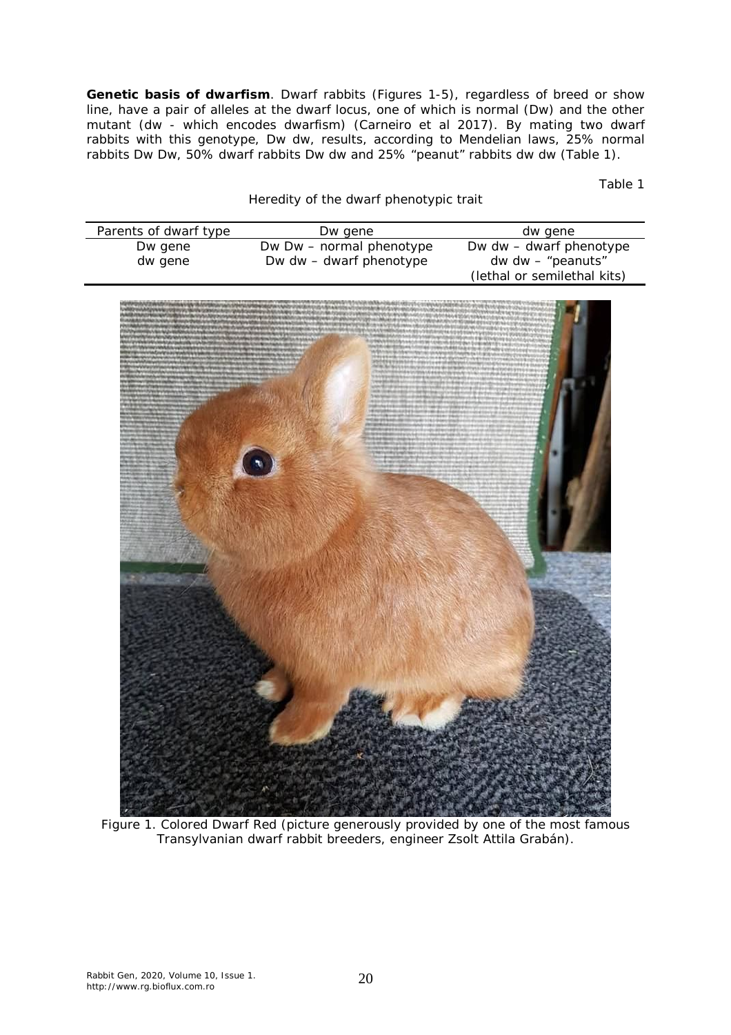**Genetic basis of dwarfism**. Dwarf rabbits (Figures 1-5), regardless of breed or show line, have a pair of alleles at the dwarf locus, one of which is normal (Dw) and the other mutant (dw - which encodes dwarfism) (Carneiro et al 2017). By mating two dwarf rabbits with this genotype, Dw dw, results, according to Mendelian laws, 25% normal rabbits Dw Dw, 50% dwarf rabbits Dw dw and 25% "peanut" rabbits dw dw (Table 1).

Table 1

Heredity of the dwarf phenotypic trait

| Parents of dwarf type | Dw gene | dw gene |
|---|---|---|
| Dw gene | Dw Dw – normal phenotype | Dw dw – dwarf phenotype |
| dw gene | Dw dw – dwarf phenotype | dw dw – "peanuts" (lethal or semilethal kits) |

Figure 1. Colored Dwarf Red (picture generously provided by one of the most famous Transylvanian dwarf rabbit breeders, engineer Zsolt Attila Grabán).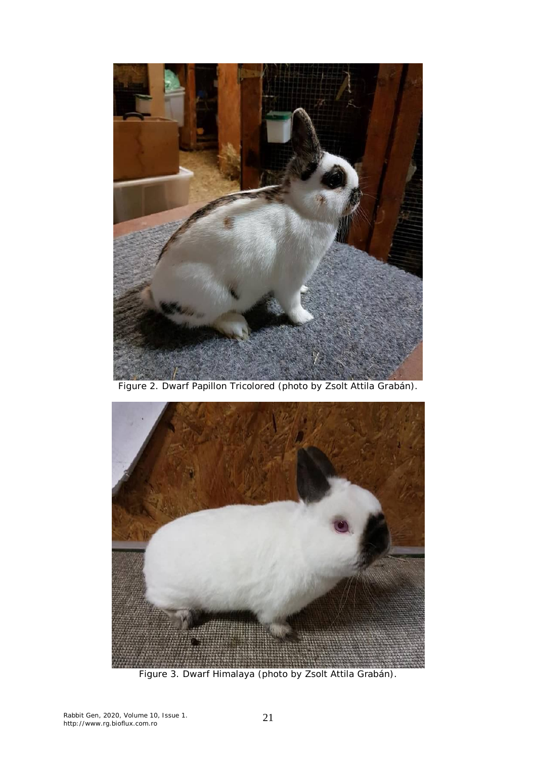Figure 2. Dwarf Papillon Tricolored (photo by Zsolt Attila Grabán).

Figure 3. Dwarf Himalaya (photo by Zsolt Attila Grabán).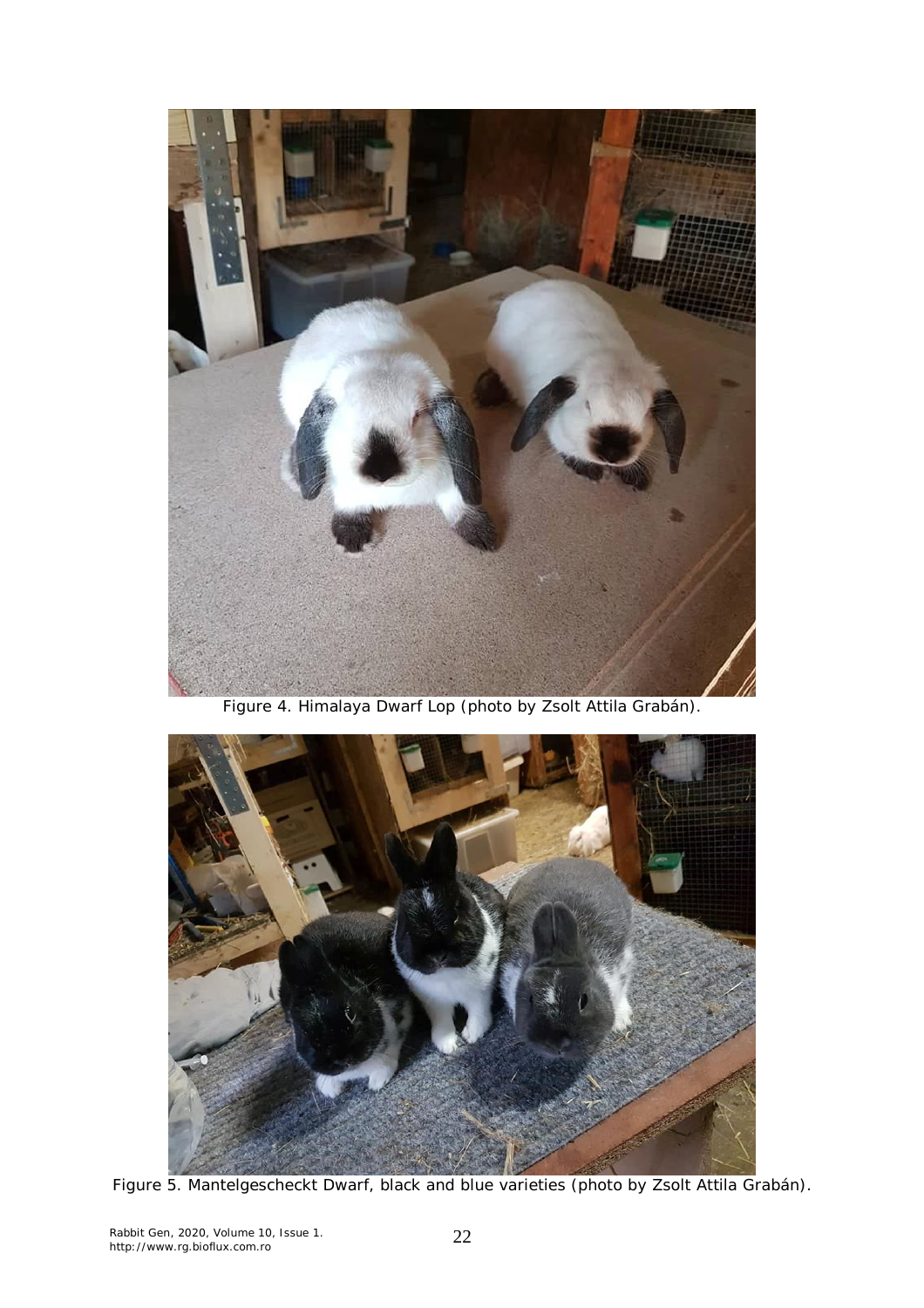Figure 4. Himalaya Dwarf Lop (photo by Zsolt Attila Grabán).

Figure 5. Mantelgescheckt Dwarf, black and blue varieties (photo by Zsolt Attila Grabán).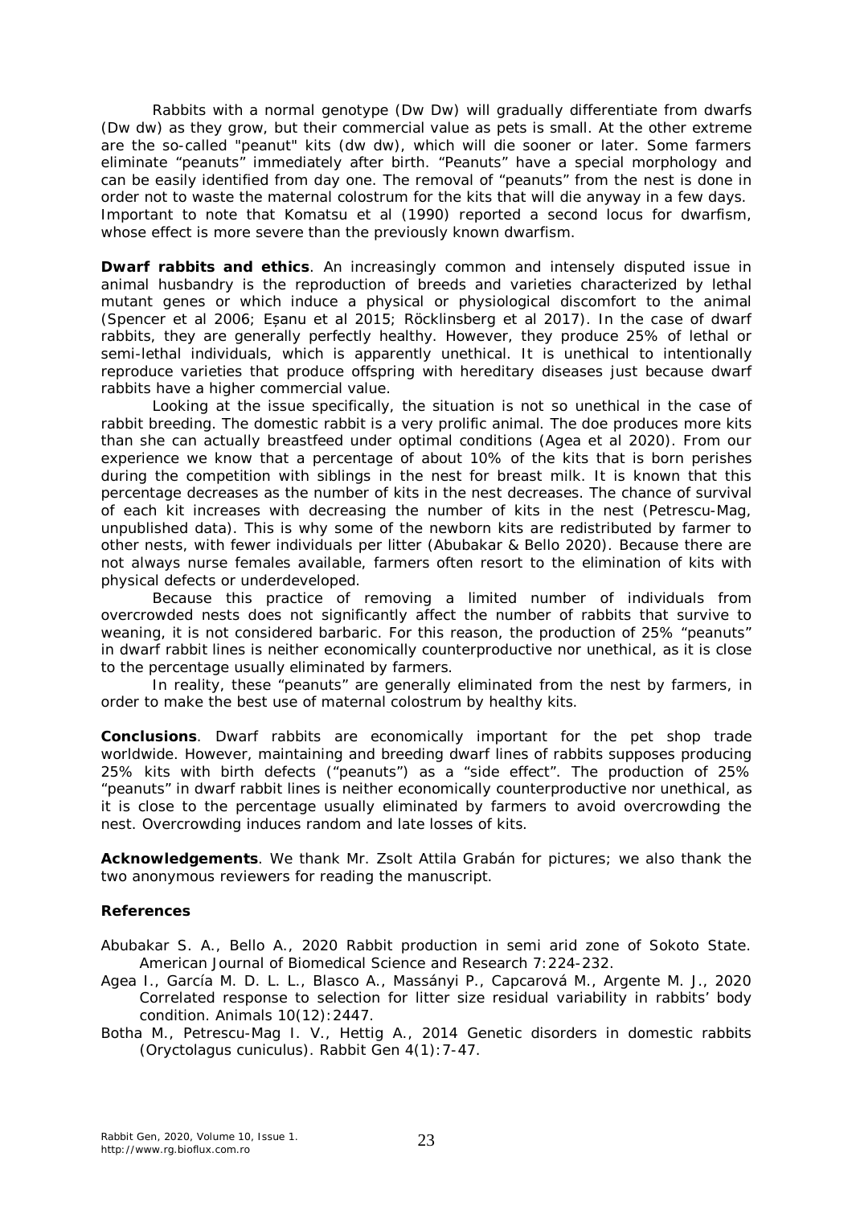Rabbits with a normal genotype (Dw Dw) will gradually differentiate from dwarfs (Dw dw) as they grow, but their commercial value as pets is small. At the other extreme are the so-called "peanut" kits (dw dw), which will die sooner or later. Some farmers eliminate "peanuts" immediately after birth. "Peanuts" have a special morphology and can be easily identified from day one. The removal of "peanuts" from the nest is done in order not to waste the maternal colostrum for the kits that will die anyway in a few days. Important to note that Komatsu et al (1990) reported a second locus for dwarfism, whose effect is more severe than the previously known dwarfism.

**Dwarf rabbits and ethics**. An increasingly common and intensely disputed issue in animal husbandry is the reproduction of breeds and varieties characterized by lethal mutant genes or which induce a physical or physiological discomfort to the animal (Spencer et al 2006; Eșanu et al 2015; Röcklinsberg et al 2017). In the case of dwarf rabbits, they are generally perfectly healthy. However, they produce 25% of lethal or semi-lethal individuals, which is apparently unethical. It is unethical to intentionally reproduce varieties that produce offspring with hereditary diseases just because dwarf rabbits have a higher commercial value.

Looking at the issue specifically, the situation is not so unethical in the case of rabbit breeding. The domestic rabbit is a very prolific animal. The doe produces more kits than she can actually breastfeed under optimal conditions (Agea et al 2020). From our experience we know that a percentage of about 10% of the kits that is born perishes during the competition with siblings in the nest for breast milk. It is known that this percentage decreases as the number of kits in the nest decreases. The chance of survival of each kit increases with decreasing the number of kits in the nest (Petrescu-Mag, unpublished data). This is why some of the newborn kits are redistributed by farmer to other nests, with fewer individuals per litter (Abubakar & Bello 2020). Because there are not always nurse females available, farmers often resort to the elimination of kits with physical defects or underdeveloped.

Because this practice of removing a limited number of individuals from overcrowded nests does not significantly affect the number of rabbits that survive to weaning, it is not considered barbaric. For this reason, the production of 25% "peanuts" in dwarf rabbit lines is neither economically counterproductive nor unethical, as it is close to the percentage usually eliminated by farmers.

In reality, these "peanuts" are generally eliminated from the nest by farmers, in order to make the best use of maternal colostrum by healthy kits.

**Conclusions**. Dwarf rabbits are economically important for the pet shop trade worldwide. However, maintaining and breeding dwarf lines of rabbits supposes producing 25% kits with birth defects ("peanuts") as a "side effect". The production of 25% "peanuts" in dwarf rabbit lines is neither economically counterproductive nor unethical, as it is close to the percentage usually eliminated by farmers to avoid overcrowding the nest. Overcrowding induces random and late losses of kits.

**Acknowledgements**. We thank Mr. Zsolt Attila Grabán for pictures; we also thank the two anonymous reviewers for reading the manuscript.

**References**

Abubakar S. A., Bello A., 2020 Rabbit production in semi arid zone of Sokoto State. American Journal of Biomedical Science and Research 7:224-232.

Agea I., García M. D. L. L., Blasco A., Massányi P., Capcarová M., Argente M. J., 2020 Correlated response to selection for litter size residual variability in rabbits' body condition. Animals 10(12):2447.

Botha M., Petrescu-Mag I. V., Hettig A., 2014 Genetic disorders in domestic rabbits (*Oryctolagus cuniculus*). Rabbit Gen 4(1):7-47.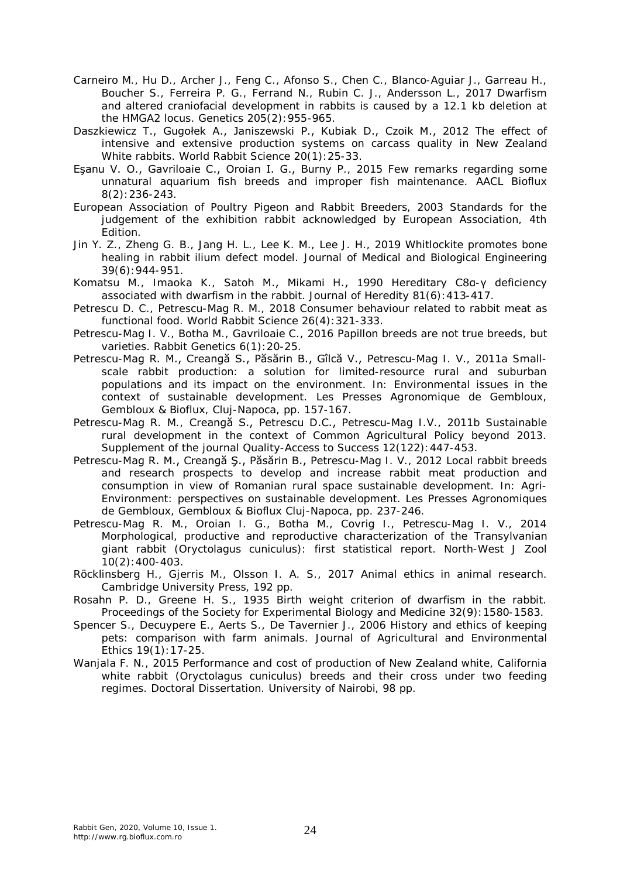Carneiro M., Hu D., Archer J., Feng C., Afonso S., Chen C., Blanco-Aguiar J., Garreau H., Boucher S., Ferreira P. G., Ferrand N., Rubin C. J., Andersson L., 2017 Dwarfism and altered craniofacial development in rabbits is caused by a 12.1 kb deletion at the HMGA2 locus. Genetics 205(2):955-965.

Daszkiewicz T., Gugołek A., Janiszewski P., Kubiak D., Czoik M., 2012 The effect of intensive and extensive production systems on carcass quality in New Zealand White rabbits. World Rabbit Science 20(1):25-33.

Eşanu V. O., Gavriloaie C., Oroian I. G., Burny P., 2015 Few remarks regarding some unnatural aquarium fish breeds and improper fish maintenance. AACL Bioflux 8(2):236-243.

European Association of Poultry Pigeon and Rabbit Breeders, 2003 Standards for the judgement of the exhibition rabbit acknowledged by European Association, 4th Edition.

Jin Y. Z., Zheng G. B., Jang H. L., Lee K. M., Lee J. H., 2019 Whitlockite promotes bone healing in rabbit ilium defect model. Journal of Medical and Biological Engineering 39(6):944-951.

Komatsu M., Imaoka K., Satoh M., Mikami H., 1990 Hereditary C8α-γ deficiency associated with dwarfism in the rabbit. Journal of Heredity 81(6):413-417.

Petrescu D. C., Petrescu-Mag R. M., 2018 Consumer behaviour related to rabbit meat as functional food. World Rabbit Science 26(4):321-333.

Petrescu-Mag I. V., Botha M., Gavriloaie C., 2016 Papillon breeds are not true breeds, but varieties. Rabbit Genetics 6(1):20-25.

Petrescu-Mag R. M., Creangă S., Păsărin B., Gîlcă V., Petrescu-Mag I. V., 2011a Small-scale rabbit production: a solution for limited-resource rural and suburban populations and its impact on the environment. In: Environmental issues in the context of sustainable development. Les Presses Agronomique de Gembloux, Gembloux & Bioflux, Cluj-Napoca, pp. 157-167.

Petrescu-Mag R. M., Creangă S., Petrescu D.C., Petrescu-Mag I.V., 2011b Sustainable rural development in the context of Common Agricultural Policy beyond 2013. Supplement of the journal Quality-Access to Success 12(122):447-453.

Petrescu-Mag R. M., Creangă Ş., Păsărin B., Petrescu-Mag I. V., 2012 Local rabbit breeds and research prospects to develop and increase rabbit meat production and consumption in view of Romanian rural space sustainable development. In: Agri-Environment: perspectives on sustainable development. Les Presses Agronomiques de Gembloux, Gembloux & Bioflux Cluj-Napoca, pp. 237-246.

Petrescu-Mag R. M., Oroian I. G., Botha M., Covrig I., Petrescu-Mag I. V., 2014 Morphological, productive and reproductive characterization of the Transylvanian giant rabbit (Oryctolagus cuniculus): first statistical report. North-West J Zool 10(2):400-403.

Röcklinsberg H., Gjerris M., Olsson I. A. S., 2017 Animal ethics in animal research. Cambridge University Press, 192 pp.

Rosahn P. D., Greene H. S., 1935 Birth weight criterion of dwarfism in the rabbit. Proceedings of the Society for Experimental Biology and Medicine 32(9):1580-1583.

Spencer S., Decuypere E., Aerts S., De Tavernier J., 2006 History and ethics of keeping pets: comparison with farm animals. Journal of Agricultural and Environmental Ethics 19(1):17-25.

Wanjala F. N., 2015 Performance and cost of production of New Zealand white, California white rabbit (Oryctolagus cuniculus) breeds and their cross under two feeding regimes. Doctoral Dissertation. University of Nairobi, 98 pp.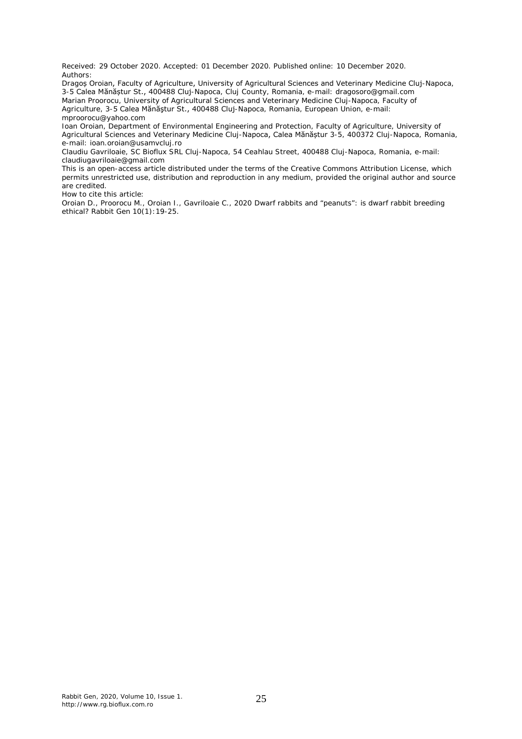Received: 29 October 2020. Accepted: 01 December 2020. Published online: 10 December 2020.

Authors:

Dragoș Oroian, Faculty of Agriculture, University of Agricultural Sciences and Veterinary Medicine Cluj-Napoca, 3-5 Calea Mănăștur St., 400488 Cluj-Napoca, Cluj County, Romania, e-mail: dragosoro@gmail.com

Marian Proorocu, University of Agricultural Sciences and Veterinary Medicine Cluj-Napoca, Faculty of Agriculture, 3-5 Calea Mănăştur St., 400488 Cluj-Napoca, Romania, European Union, e-mail: mproorocu@yahoo.com

Ioan Oroian, Department of Environmental Engineering and Protection, Faculty of Agriculture, University of Agricultural Sciences and Veterinary Medicine Cluj-Napoca, Calea Mănăștur 3-5, 400372 Cluj-Napoca, Romania, e-mail: ioan.oroian@usamvcluj.ro

Claudiu Gavriloaie, SC Bioflux SRL Cluj-Napoca, 54 Ceahlau Street, 400488 Cluj-Napoca, Romania, e-mail: claudiugavriloaie@gmail.com

This is an open-access article distributed under the terms of the Creative Commons Attribution License, which permits unrestricted use, distribution and reproduction in any medium, provided the original author and source are credited.

How to cite this article:

Oroian D., Proorocu M., Oroian I., Gavriloaie C., 2020 Dwarf rabbits and "peanuts": is dwarf rabbit breeding ethical? Rabbit Gen 10(1):19-25.